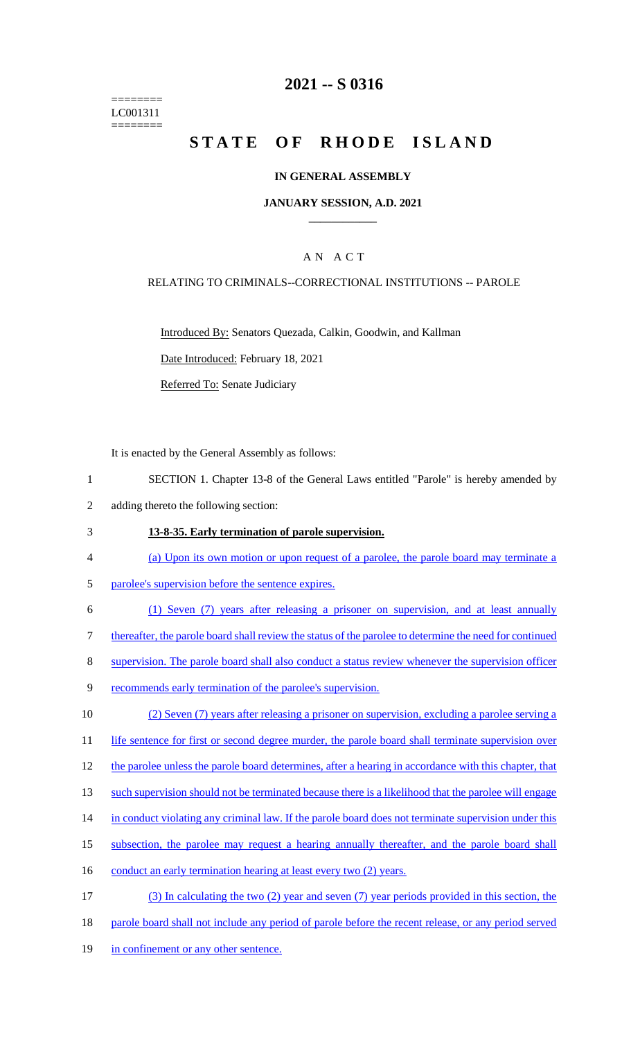========
LC001311
========

# 2021 -- S 0316

# STATE OF RHODE ISLAND

## IN GENERAL ASSEMBLY

## JANUARY SESSION, A.D. 2021

## A N A C T

RELATING TO CRIMINALS--CORRECTIONAL INSTITUTIONS -- PAROLE

Introduced By: Senators Quezada, Calkin, Goodwin, and Kallman

Date Introduced: February 18, 2021

Referred To: Senate Judiciary

It is enacted by the General Assembly as follows:

1 SECTION 1. Chapter 13-8 of the General Laws entitled "Parole" is hereby amended by
2 adding thereto the following section:

3 **13-8-35. Early termination of parole supervision.**

4 (a) Upon its own motion or upon request of a parolee, the parole board may terminate a
5 parolee's supervision before the sentence expires.

6 (1) Seven (7) years after releasing a prisoner on supervision, and at least annually
7 thereafter, the parole board shall review the status of the parolee to determine the need for continued
8 supervision. The parole board shall also conduct a status review whenever the supervision officer
9 recommends early termination of the parolee's supervision.

10 (2) Seven (7) years after releasing a prisoner on supervision, excluding a parolee serving a
11 life sentence for first or second degree murder, the parole board shall terminate supervision over
12 the parolee unless the parole board determines, after a hearing in accordance with this chapter, that
13 such supervision should not be terminated because there is a likelihood that the parolee will engage
14 in conduct violating any criminal law. If the parole board does not terminate supervision under this
15 subsection, the parolee may request a hearing annually thereafter, and the parole board shall
16 conduct an early termination hearing at least every two (2) years.

17 (3) In calculating the two (2) year and seven (7) year periods provided in this section, the
18 parole board shall not include any period of parole before the recent release, or any period served
19 in confinement or any other sentence.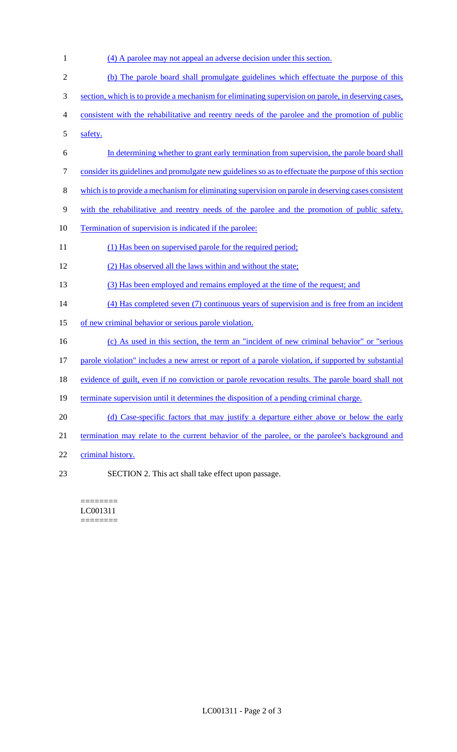(4) A parolee may not appeal an adverse decision under this section.

(b) The parole board shall promulgate guidelines which effectuate the purpose of this section, which is to provide a mechanism for eliminating supervision on parole, in deserving cases, consistent with the rehabilitative and reentry needs of the parolee and the promotion of public safety.

In determining whether to grant early termination from supervision, the parole board shall consider its guidelines and promulgate new guidelines so as to effectuate the purpose of this section which is to provide a mechanism for eliminating supervision on parole in deserving cases consistent with the rehabilitative and reentry needs of the parolee and the promotion of public safety. Termination of supervision is indicated if the parolee:

(1) Has been on supervised parole for the required period;

(2) Has observed all the laws within and without the state;

(3) Has been employed and remains employed at the time of the request; and

(4) Has completed seven (7) continuous years of supervision and is free from an incident of new criminal behavior or serious parole violation.

(c) As used in this section, the term an "incident of new criminal behavior" or "serious parole violation" includes a new arrest or report of a parole violation, if supported by substantial evidence of guilt, even if no conviction or parole revocation results. The parole board shall not terminate supervision until it determines the disposition of a pending criminal charge.

(d) Case-specific factors that may justify a departure either above or below the early termination may relate to the current behavior of the parolee, or the parolee's background and criminal history.

SECTION 2. This act shall take effect upon passage.

========
LC001311
========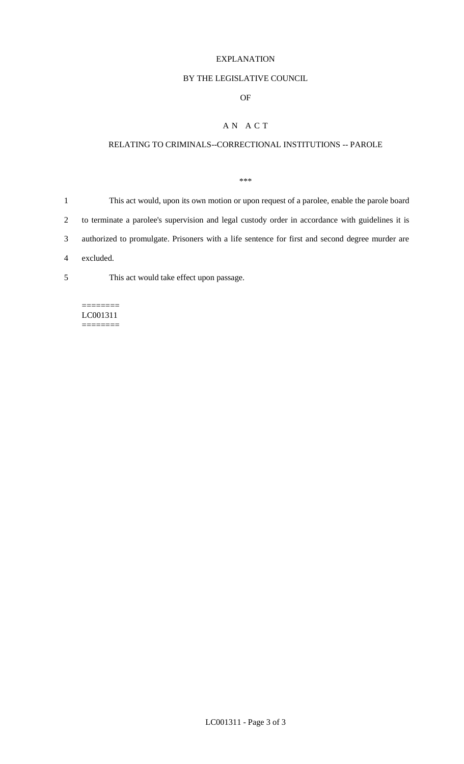EXPLANATION

BY THE LEGISLATIVE COUNCIL

OF

A N A C T

RELATING TO CRIMINALS--CORRECTIONAL INSTITUTIONS -- PAROLE

\*\*\*

This act would, upon its own motion or upon request of a parolee, enable the parole board to terminate a parolee's supervision and legal custody order in accordance with guidelines it is authorized to promulgate. Prisoners with a life sentence for first and second degree murder are excluded.

This act would take effect upon passage.

========
LC001311
========